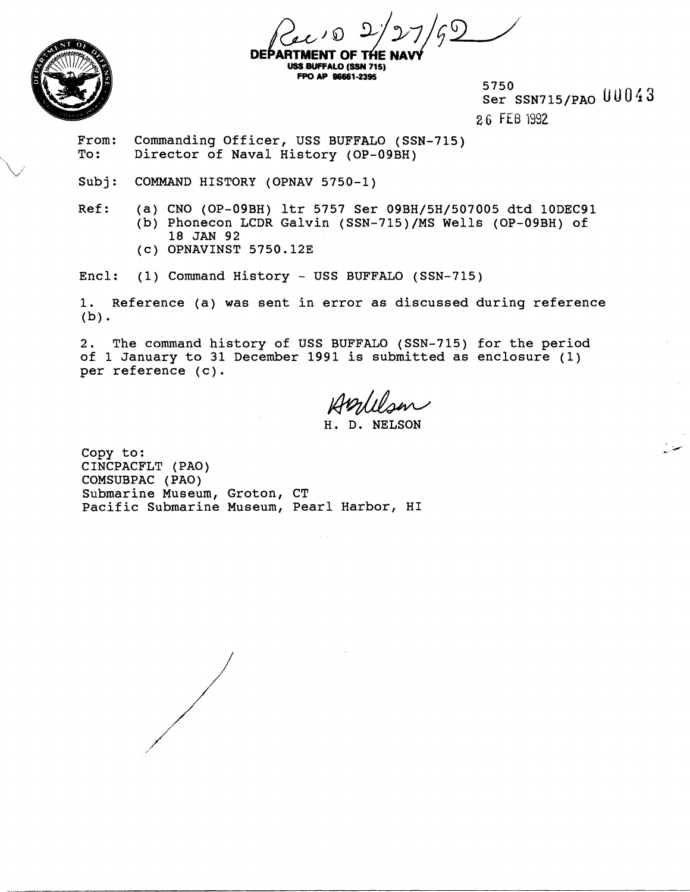Rec'd 2/27/92

DEPARTMENT OF THE NAVY
USS BUFFALO (SSN 715)
FPO AP 96661-2395

5750
Ser SSN715/PAO 00043
26 FEB 1992

From: Commanding Officer, USS BUFFALO (SSN-715)
To: Director of Naval History (OP-09BH)

Subj: COMMAND HISTORY (OPNAV 5750-1)

Ref: (a) CNO (OP-09BH) ltr 5757 Ser 09BH/5H/507005 dtd 10DEC91
(b) Phonecon LCDR Galvin (SSN-715)/MS Wells (OP-09BH) of 18 JAN 92
(c) OPNAVINST 5750.12E

Encl: (1) Command History - USS BUFFALO (SSN-715)

1. Reference (a) was sent in error as discussed during reference (b).

2. The command history of USS BUFFALO (SSN-715) for the period of 1 January to 31 December 1991 is submitted as enclosure (1) per reference (c).

H. D. NELSON

Copy to:
CINCPACFLT (PAO)
COMSUBPAC (PAO)
Submarine Museum, Groton, CT
Pacific Submarine Museum, Pearl Harbor, HI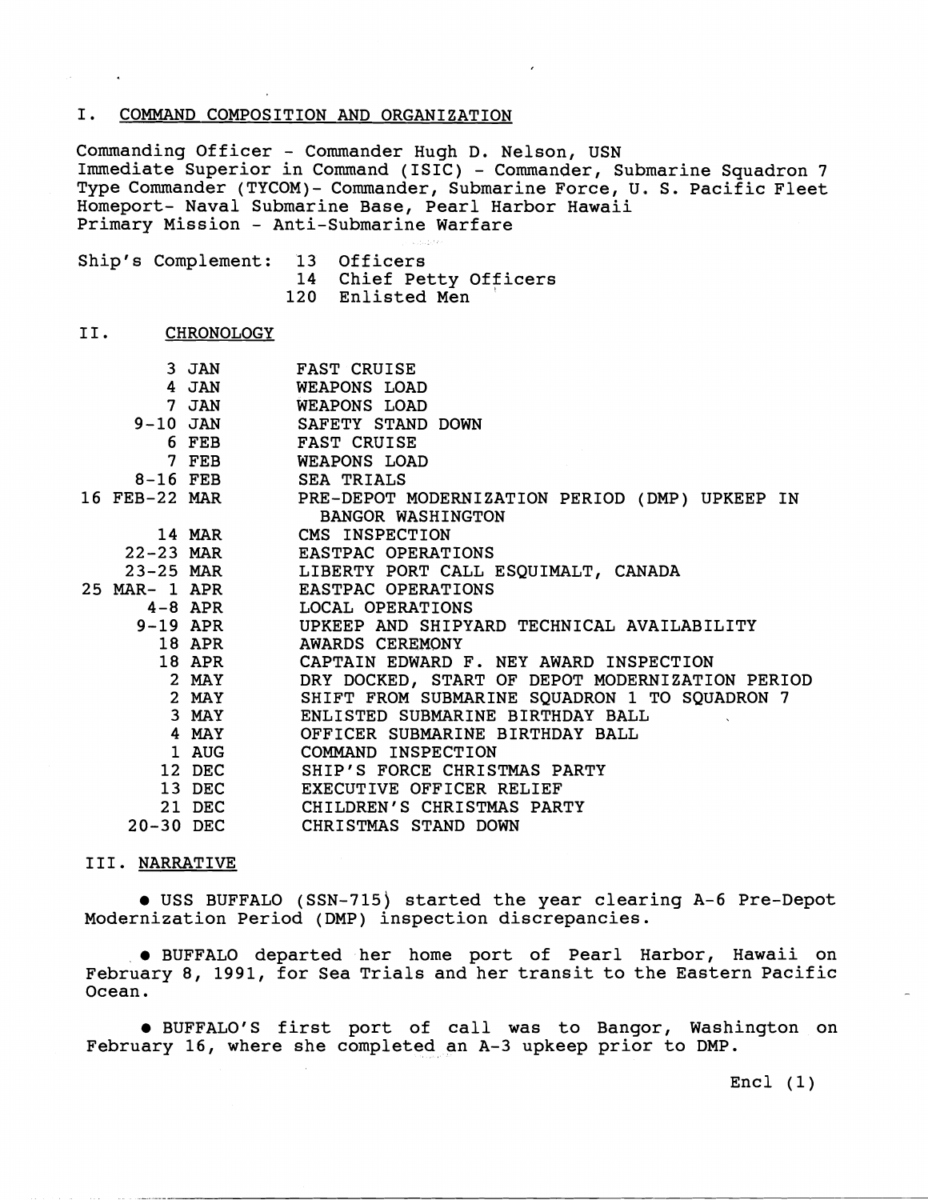## I. COMMAND COMPOSITION AND ORGANIZATION

Commanding Officer - Commander Hugh D. Nelson, USN
Immediate Superior in Command (ISIC) - Commander, Submarine Squadron 7
Type Commander (TYCOM)- Commander, Submarine Force, U. S. Pacific Fleet
Homeport- Naval Submarine Base, Pearl Harbor Hawaii
Primary Mission - Anti-Submarine Warfare

Ship's Complement: 13 Officers
14 Chief Petty Officers
120 Enlisted Men

## II. CHRONOLOGY

| | |
|---|---|
| 3 JAN | FAST CRUISE |
| 4 JAN | WEAPONS LOAD |
| 7 JAN | WEAPONS LOAD |
| 9-10 JAN | SAFETY STAND DOWN |
| 6 FEB | FAST CRUISE |
| 7 FEB | WEAPONS LOAD |
| 8-16 FEB | SEA TRIALS |
| 16 FEB-22 MAR | PRE-DEPOT MODERNIZATION PERIOD (DMP) UPKEEP IN BANGOR WASHINGTON |
| 14 MAR | CMS INSPECTION |
| 22-23 MAR | EASTPAC OPERATIONS |
| 23-25 MAR | LIBERTY PORT CALL ESQUIMALT, CANADA |
| 25 MAR- 1 APR | EASTPAC OPERATIONS |
| 4-8 APR | LOCAL OPERATIONS |
| 9-19 APR | UPKEEP AND SHIPYARD TECHNICAL AVAILABILITY |
| 18 APR | AWARDS CEREMONY |
| 18 APR | CAPTAIN EDWARD F. NEY AWARD INSPECTION |
| 2 MAY | DRY DOCKED, START OF DEPOT MODERNIZATION PERIOD |
| 2 MAY | SHIFT FROM SUBMARINE SQUADRON 1 TO SQUADRON 7 |
| 3 MAY | ENLISTED SUBMARINE BIRTHDAY BALL |
| 4 MAY | OFFICER SUBMARINE BIRTHDAY BALL |
| 1 AUG | COMMAND INSPECTION |
| 12 DEC | SHIP'S FORCE CHRISTMAS PARTY |
| 13 DEC | EXECUTIVE OFFICER RELIEF |
| 21 DEC | CHILDREN'S CHRISTMAS PARTY |
| 20-30 DEC | CHRISTMAS STAND DOWN |

## III. NARRATIVE

- USS BUFFALO (SSN-715) started the year clearing A-6 Pre-Depot Modernization Period (DMP) inspection discrepancies.

- BUFFALO departed her home port of Pearl Harbor, Hawaii on February 8, 1991, for Sea Trials and her transit to the Eastern Pacific Ocean.

- BUFFALO'S first port of call was to Bangor, Washington on February 16, where she completed an A-3 upkeep prior to DMP.

Encl (1)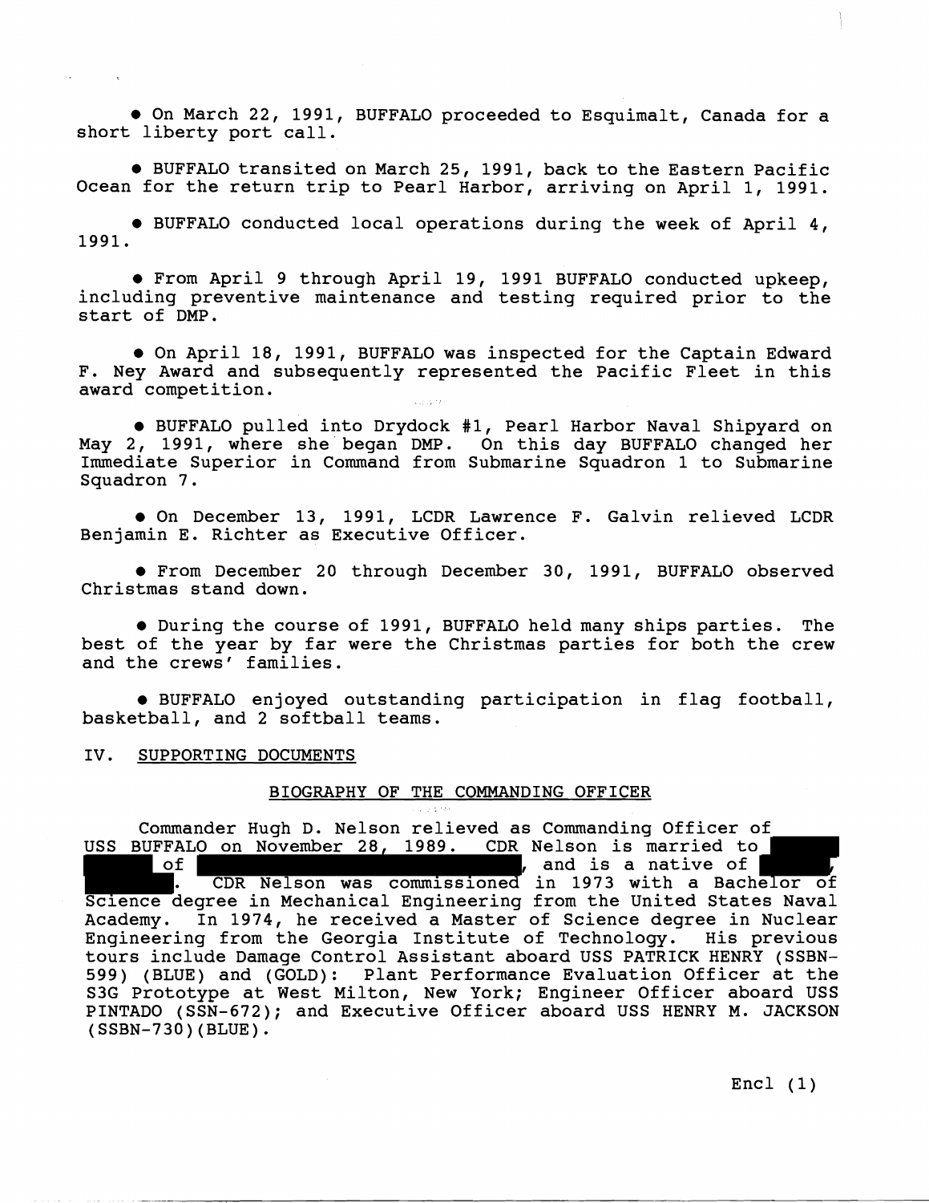- On March 22, 1991, BUFFALO proceeded to Esquimalt, Canada for a short liberty port call.

- BUFFALO transited on March 25, 1991, back to the Eastern Pacific Ocean for the return trip to Pearl Harbor, arriving on April 1, 1991.

- BUFFALO conducted local operations during the week of April 4, 1991.

- From April 9 through April 19, 1991 BUFFALO conducted upkeep, including preventive maintenance and testing required prior to the start of DMP.

- On April 18, 1991, BUFFALO was inspected for the Captain Edward F. Ney Award and subsequently represented the Pacific Fleet in this award competition.

- BUFFALO pulled into Drydock #1, Pearl Harbor Naval Shipyard on May 2, 1991, where she began DMP. On this day BUFFALO changed her Immediate Superior in Command from Submarine Squadron 1 to Submarine Squadron 7.

- On December 13, 1991, LCDR Lawrence F. Galvin relieved LCDR Benjamin E. Richter as Executive Officer.

- From December 20 through December 30, 1991, BUFFALO observed Christmas stand down.

- During the course of 1991, BUFFALO held many ships parties. The best of the year by far were the Christmas parties for both the crew and the crews' families.

- BUFFALO enjoyed outstanding participation in flag football, basketball, and 2 softball teams.

## IV. SUPPORTING DOCUMENTS

### BIOGRAPHY OF THE COMMANDING OFFICER

Commander Hugh D. Nelson relieved as Commanding Officer of USS BUFFALO on November 28, 1989. CDR Nelson is married to [REDACTED] of [REDACTED], and is a native of [REDACTED], [REDACTED]. CDR Nelson was commissioned in 1973 with a Bachelor of Science degree in Mechanical Engineering from the United States Naval Academy. In 1974, he received a Master of Science degree in Nuclear Engineering from the Georgia Institute of Technology. His previous tours include Damage Control Assistant aboard USS PATRICK HENRY (SSBN-599) (BLUE) and (GOLD): Plant Performance Evaluation Officer at the S3G Prototype at West Milton, New York; Engineer Officer aboard USS PINTADO (SSN-672); and Executive Officer aboard USS HENRY M. JACKSON (SSBN-730)(BLUE).

Encl (1)